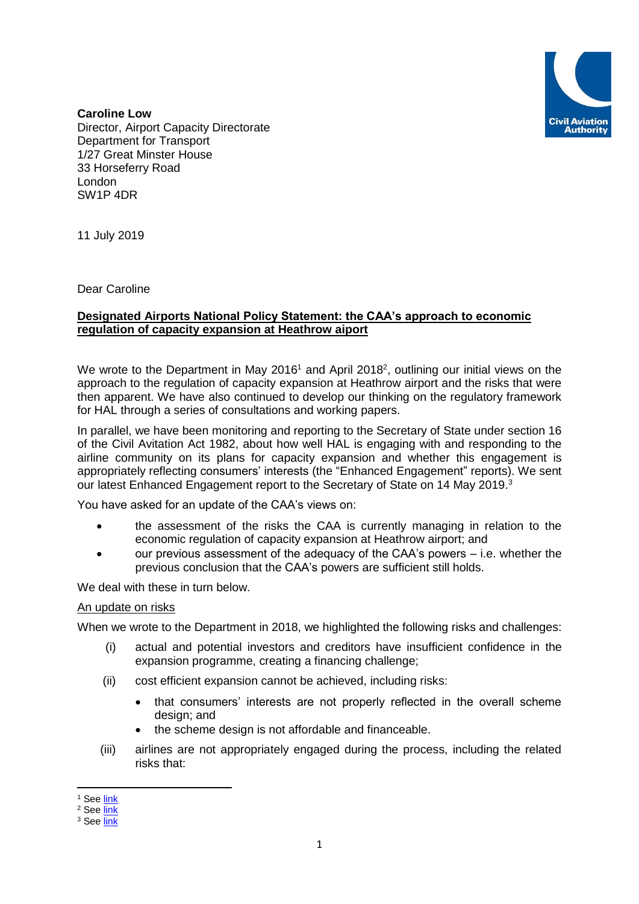**Caroline Low**
Director, Airport Capacity Directorate
Department for Transport
1/27 Great Minster House
33 Horseferry Road
London
SW1P 4DR

11 July 2019

Dear Caroline

**Designated Airports National Policy Statement: the CAA's approach to economic regulation of capacity expansion at Heathrow aiport**

We wrote to the Department in May 2016[1] and April 2018[2], outlining our initial views on the approach to the regulation of capacity expansion at Heathrow airport and the risks that were then apparent. We have also continued to develop our thinking on the regulatory framework for HAL through a series of consultations and working papers.

In parallel, we have been monitoring and reporting to the Secretary of State under section 16 of the Civil Aviation Act 1982, about how well HAL is engaging with and responding to the airline community on its plans for capacity expansion and whether this engagement is appropriately reflecting consumers' interests (the "Enhanced Engagement" reports). We sent our latest Enhanced Engagement report to the Secretary of State on 14 May 2019.[3]

You have asked for an update of the CAA's views on:

- the assessment of the risks the CAA is currently managing in relation to the economic regulation of capacity expansion at Heathrow airport; and
- our previous assessment of the adequacy of the CAA's powers – i.e. whether the previous conclusion that the CAA's powers are sufficient still holds.

We deal with these in turn below.

An update on risks

When we wrote to the Department in 2018, we highlighted the following risks and challenges:

(i) actual and potential investors and creditors have insufficient confidence in the expansion programme, creating a financing challenge;

(ii) cost efficient expansion cannot be achieved, including risks:

- that consumers' interests are not properly reflected in the overall scheme design; and
- the scheme design is not affordable and financeable.

(iii) airlines are not appropriately engaged during the process, including the related risks that:

---

[1] See link
[2] See link
[3] See link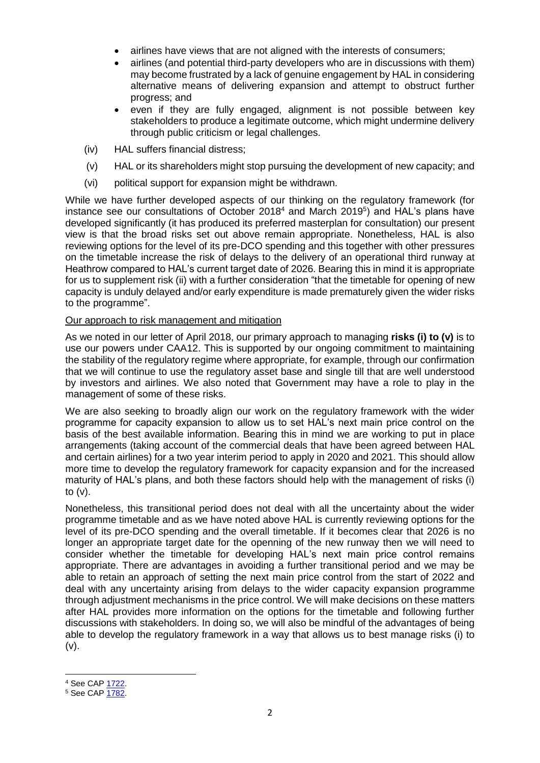- airlines have views that are not aligned with the interests of consumers;
- airlines (and potential third-party developers who are in discussions with them) may become frustrated by a lack of genuine engagement by HAL in considering alternative means of delivering expansion and attempt to obstruct further progress; and
- even if they are fully engaged, alignment is not possible between key stakeholders to produce a legitimate outcome, which might undermine delivery through public criticism or legal challenges.

(iv) HAL suffers financial distress;

(v) HAL or its shareholders might stop pursuing the development of new capacity; and

(vi) political support for expansion might be withdrawn.

While we have further developed aspects of our thinking on the regulatory framework (for instance see our consultations of October 2018[4] and March 2019[5]) and HAL's plans have developed significantly (it has produced its preferred masterplan for consultation) our present view is that the broad risks set out above remain appropriate. Nonetheless, HAL is also reviewing options for the level of its pre-DCO spending and this together with other pressures on the timetable increase the risk of delays to the delivery of an operational third runway at Heathrow compared to HAL's current target date of 2026. Bearing this in mind it is appropriate for us to supplement risk (ii) with a further consideration "that the timetable for opening of new capacity is unduly delayed and/or early expenditure is made prematurely given the wider risks to the programme".

Our approach to risk management and mitigation

As we noted in our letter of April 2018, our primary approach to managing **risks (i) to (v)** is to use our powers under CAA12. This is supported by our ongoing commitment to maintaining the stability of the regulatory regime where appropriate, for example, through our confirmation that we will continue to use the regulatory asset base and single till that are well understood by investors and airlines. We also noted that Government may have a role to play in the management of some of these risks.

We are also seeking to broadly align our work on the regulatory framework with the wider programme for capacity expansion to allow us to set HAL's next main price control on the basis of the best available information. Bearing this in mind we are working to put in place arrangements (taking account of the commercial deals that have been agreed between HAL and certain airlines) for a two year interim period to apply in 2020 and 2021. This should allow more time to develop the regulatory framework for capacity expansion and for the increased maturity of HAL's plans, and both these factors should help with the management of risks (i) to (v).

Nonetheless, this transitional period does not deal with all the uncertainty about the wider programme timetable and as we have noted above HAL is currently reviewing options for the level of its pre-DCO spending and the overall timetable. If it becomes clear that 2026 is no longer an appropriate target date for the openning of the new runway then we will need to consider whether the timetable for developing HAL's next main price control remains appropriate. There are advantages in avoiding a further transitional period and we may be able to retain an approach of setting the next main price control from the start of 2022 and deal with any uncertainty arising from delays to the wider capacity expansion programme through adjustment mechanisms in the price control. We will make decisions on these matters after HAL provides more information on the options for the timetable and following further discussions with stakeholders. In doing so, we will also be mindful of the advantages of being able to develop the regulatory framework in a way that allows us to best manage risks (i) to (v).

[4] See CAP 1722.

[5] See CAP 1782.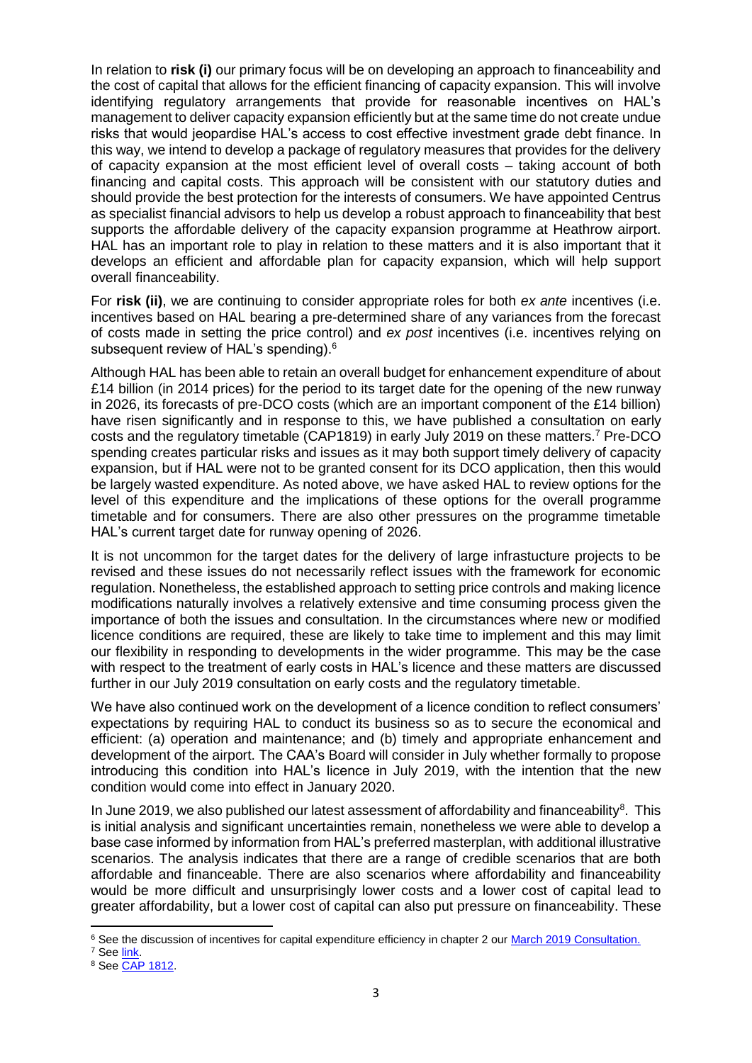In relation to **risk (i)** our primary focus will be on developing an approach to financeability and the cost of capital that allows for the efficient financing of capacity expansion. This will involve identifying regulatory arrangements that provide for reasonable incentives on HAL's management to deliver capacity expansion efficiently but at the same time do not create undue risks that would jeopardise HAL's access to cost effective investment grade debt finance. In this way, we intend to develop a package of regulatory measures that provides for the delivery of capacity expansion at the most efficient level of overall costs – taking account of both financing and capital costs. This approach will be consistent with our statutory duties and should provide the best protection for the interests of consumers. We have appointed Centrus as specialist financial advisors to help us develop a robust approach to financeability that best supports the affordable delivery of the capacity expansion programme at Heathrow airport. HAL has an important role to play in relation to these matters and it is also important that it develops an efficient and affordable plan for capacity expansion, which will help support overall financeability.

For **risk (ii)**, we are continuing to consider appropriate roles for both *ex ante* incentives (i.e. incentives based on HAL bearing a pre-determined share of any variances from the forecast of costs made in setting the price control) and *ex post* incentives (i.e. incentives relying on subsequent review of HAL's spending).[6]

Although HAL has been able to retain an overall budget for enhancement expenditure of about £14 billion (in 2014 prices) for the period to its target date for the opening of the new runway in 2026, its forecasts of pre-DCO costs (which are an important component of the £14 billion) have risen significantly and in response to this, we have published a consultation on early costs and the regulatory timetable (CAP1819) in early July 2019 on these matters.[7] Pre-DCO spending creates particular risks and issues as it may both support timely delivery of capacity expansion, but if HAL were not to be granted consent for its DCO application, then this would be largely wasted expenditure. As noted above, we have asked HAL to review options for the level of this expenditure and the implications of these options for the overall programme timetable and for consumers. There are also other pressures on the programme timetable HAL's current target date for runway opening of 2026.

It is not uncommon for the target dates for the delivery of large infrastucture projects to be revised and these issues do not necessarily reflect issues with the framework for economic regulation. Nonetheless, the established approach to setting price controls and making licence modifications naturally involves a relatively extensive and time consuming process given the importance of both the issues and consultation. In the circumstances where new or modified licence conditions are required, these are likely to take time to implement and this may limit our flexibility in responding to developments in the wider programme. This may be the case with respect to the treatment of early costs in HAL's licence and these matters are discussed further in our July 2019 consultation on early costs and the regulatory timetable.

We have also continued work on the development of a licence condition to reflect consumers' expectations by requiring HAL to conduct its business so as to secure the economical and efficient: (a) operation and maintenance; and (b) timely and appropriate enhancement and development of the airport. The CAA's Board will consider in July whether formally to propose introducing this condition into HAL's licence in July 2019, with the intention that the new condition would come into effect in January 2020.

In June 2019, we also published our latest assessment of affordability and financeability[8]. This is initial analysis and significant uncertainties remain, nonetheless we were able to develop a base case informed by information from HAL's preferred masterplan, with additional illustrative scenarios. The analysis indicates that there are a range of credible scenarios that are both affordable and financeable. There are also scenarios where affordability and financeability would be more difficult and unsurprisingly lower costs and a lower cost of capital lead to greater affordability, but a lower cost of capital can also put pressure on financeability. These

---

[6] See the discussion of incentives for capital expenditure efficiency in chapter 2 our March 2019 Consultation.

[7] See link.

[8] See CAP 1812.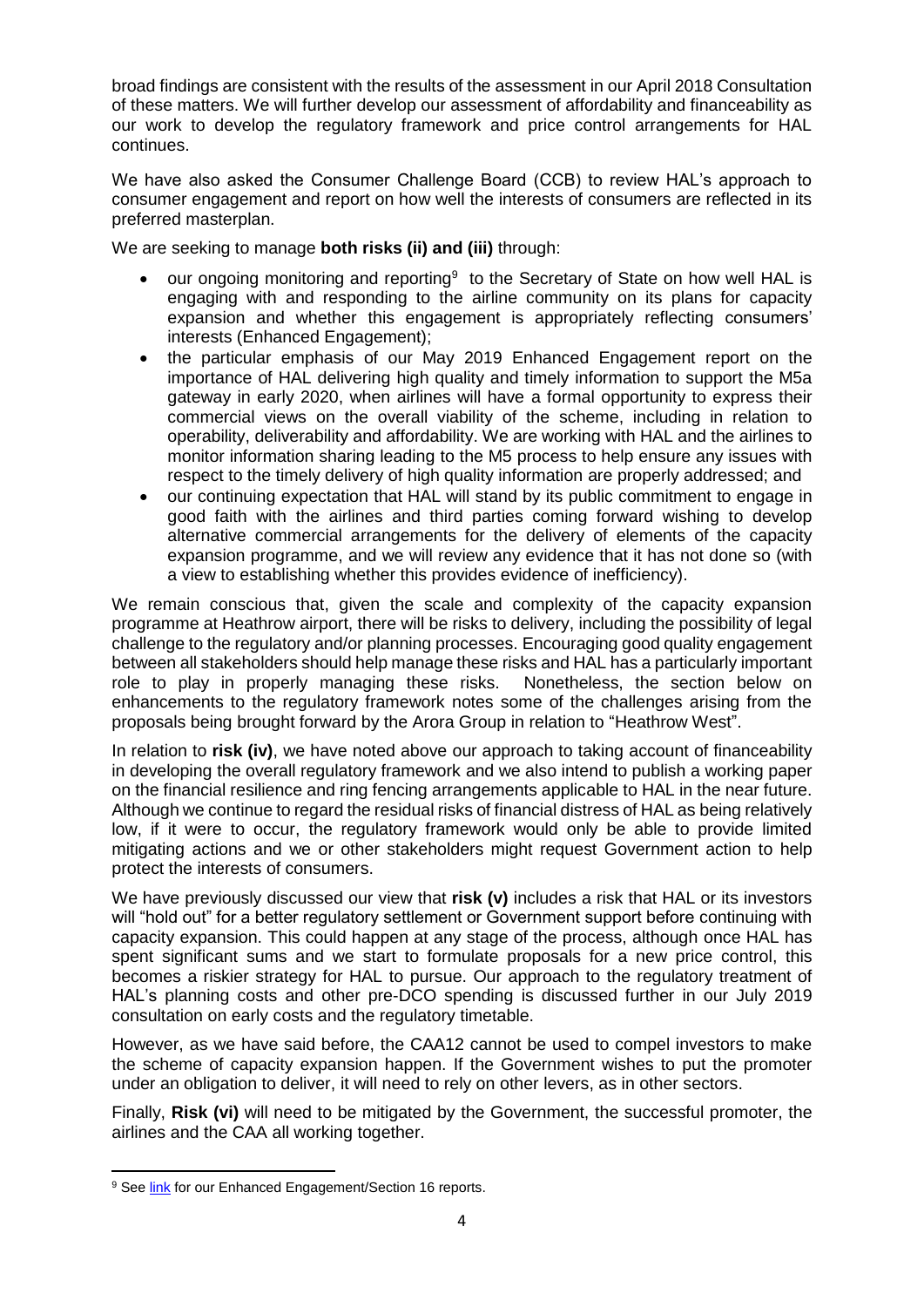broad findings are consistent with the results of the assessment in our April 2018 Consultation of these matters. We will further develop our assessment of affordability and financeability as our work to develop the regulatory framework and price control arrangements for HAL continues.

We have also asked the Consumer Challenge Board (CCB) to review HAL's approach to consumer engagement and report on how well the interests of consumers are reflected in its preferred masterplan.

We are seeking to manage **both risks (ii) and (iii)** through:

- our ongoing monitoring and reporting[9] to the Secretary of State on how well HAL is engaging with and responding to the airline community on its plans for capacity expansion and whether this engagement is appropriately reflecting consumers' interests (Enhanced Engagement);
- the particular emphasis of our May 2019 Enhanced Engagement report on the importance of HAL delivering high quality and timely information to support the M5a gateway in early 2020, when airlines will have a formal opportunity to express their commercial views on the overall viability of the scheme, including in relation to operability, deliverability and affordability. We are working with HAL and the airlines to monitor information sharing leading to the M5 process to help ensure any issues with respect to the timely delivery of high quality information are properly addressed; and
- our continuing expectation that HAL will stand by its public commitment to engage in good faith with the airlines and third parties coming forward wishing to develop alternative commercial arrangements for the delivery of elements of the capacity expansion programme, and we will review any evidence that it has not done so (with a view to establishing whether this provides evidence of inefficiency).

We remain conscious that, given the scale and complexity of the capacity expansion programme at Heathrow airport, there will be risks to delivery, including the possibility of legal challenge to the regulatory and/or planning processes. Encouraging good quality engagement between all stakeholders should help manage these risks and HAL has a particularly important role to play in properly managing these risks. Nonetheless, the section below on enhancements to the regulatory framework notes some of the challenges arising from the proposals being brought forward by the Arora Group in relation to "Heathrow West".

In relation to **risk (iv)**, we have noted above our approach to taking account of financeability in developing the overall regulatory framework and we also intend to publish a working paper on the financial resilience and ring fencing arrangements applicable to HAL in the near future. Although we continue to regard the residual risks of financial distress of HAL as being relatively low, if it were to occur, the regulatory framework would only be able to provide limited mitigating actions and we or other stakeholders might request Government action to help protect the interests of consumers.

We have previously discussed our view that **risk (v)** includes a risk that HAL or its investors will "hold out" for a better regulatory settlement or Government support before continuing with capacity expansion. This could happen at any stage of the process, although once HAL has spent significant sums and we start to formulate proposals for a new price control, this becomes a riskier strategy for HAL to pursue. Our approach to the regulatory treatment of HAL's planning costs and other pre-DCO spending is discussed further in our July 2019 consultation on early costs and the regulatory timetable.

However, as we have said before, the CAA12 cannot be used to compel investors to make the scheme of capacity expansion happen. If the Government wishes to put the promoter under an obligation to deliver, it will need to rely on other levers, as in other sectors.

Finally, **Risk (vi)** will need to be mitigated by the Government, the successful promoter, the airlines and the CAA all working together.

---

[9] See link for our Enhanced Engagement/Section 16 reports.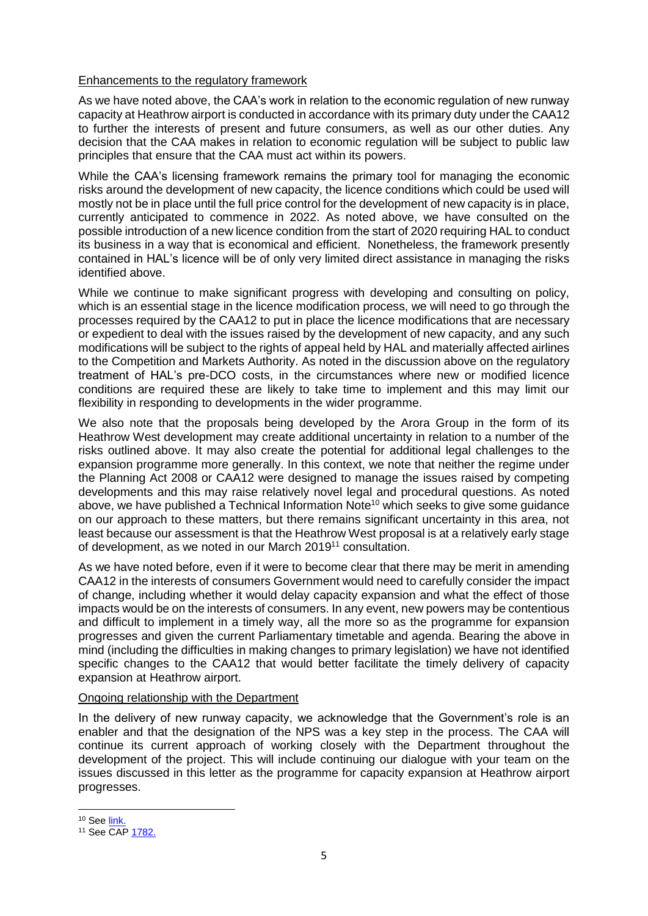Enhancements to the regulatory framework

As we have noted above, the CAA's work in relation to the economic regulation of new runway capacity at Heathrow airport is conducted in accordance with its primary duty under the CAA12 to further the interests of present and future consumers, as well as our other duties. Any decision that the CAA makes in relation to economic regulation will be subject to public law principles that ensure that the CAA must act within its powers.

While the CAA's licensing framework remains the primary tool for managing the economic risks around the development of new capacity, the licence conditions which could be used will mostly not be in place until the full price control for the development of new capacity is in place, currently anticipated to commence in 2022. As noted above, we have consulted on the possible introduction of a new licence condition from the start of 2020 requiring HAL to conduct its business in a way that is economical and efficient. Nonetheless, the framework presently contained in HAL's licence will be of only very limited direct assistance in managing the risks identified above.

While we continue to make significant progress with developing and consulting on policy, which is an essential stage in the licence modification process, we will need to go through the processes required by the CAA12 to put in place the licence modifications that are necessary or expedient to deal with the issues raised by the development of new capacity, and any such modifications will be subject to the rights of appeal held by HAL and materially affected airlines to the Competition and Markets Authority. As noted in the discussion above on the regulatory treatment of HAL's pre-DCO costs, in the circumstances where new or modified licence conditions are required these are likely to take time to implement and this may limit our flexibility in responding to developments in the wider programme.

We also note that the proposals being developed by the Arora Group in the form of its Heathrow West development may create additional uncertainty in relation to a number of the risks outlined above. It may also create the potential for additional legal challenges to the expansion programme more generally. In this context, we note that neither the regime under the Planning Act 2008 or CAA12 were designed to manage the issues raised by competing developments and this may raise relatively novel legal and procedural questions. As noted above, we have published a Technical Information Note[10] which seeks to give some guidance on our approach to these matters, but there remains significant uncertainty in this area, not least because our assessment is that the Heathrow West proposal is at a relatively early stage of development, as we noted in our March 2019[11] consultation.

As we have noted before, even if it were to become clear that there may be merit in amending CAA12 in the interests of consumers Government would need to carefully consider the impact of change, including whether it would delay capacity expansion and what the effect of those impacts would be on the interests of consumers. In any event, new powers may be contentious and difficult to implement in a timely way, all the more so as the programme for expansion progresses and given the current Parliamentary timetable and agenda. Bearing the above in mind (including the difficulties in making changes to primary legislation) we have not identified specific changes to the CAA12 that would better facilitate the timely delivery of capacity expansion at Heathrow airport.

Ongoing relationship with the Department

In the delivery of new runway capacity, we acknowledge that the Government's role is an enabler and that the designation of the NPS was a key step in the process. The CAA will continue its current approach of working closely with the Department throughout the development of the project. This will include continuing our dialogue with your team on the issues discussed in this letter as the programme for capacity expansion at Heathrow airport progresses.

---

[10] See link.

[11] See CAP 1782.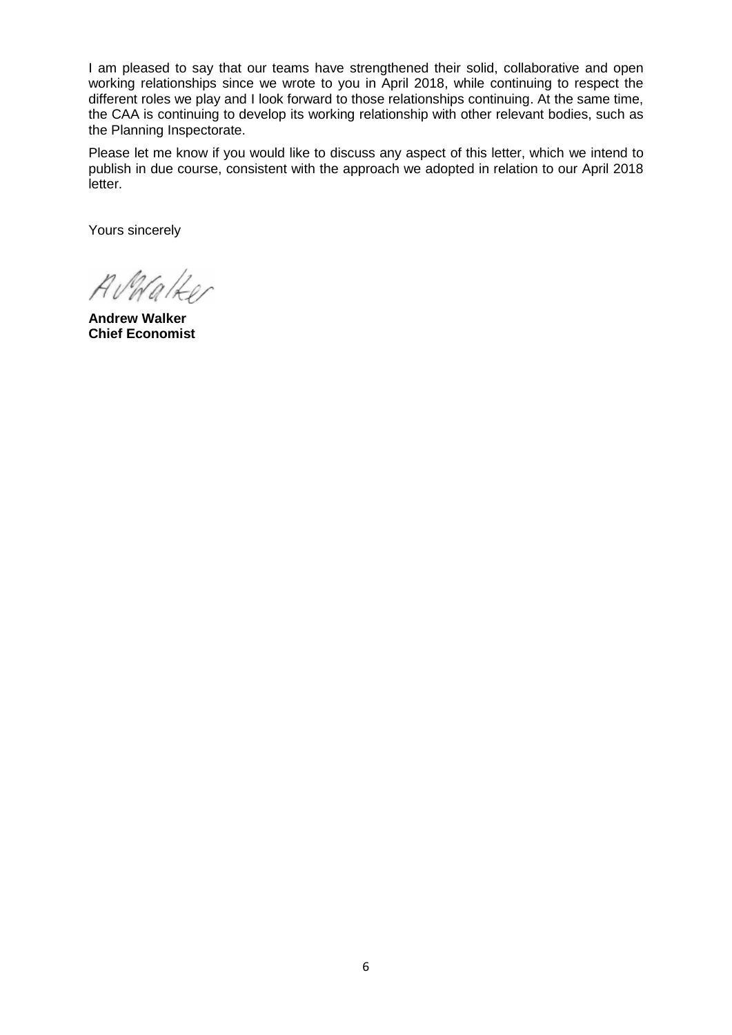I am pleased to say that our teams have strengthened their solid, collaborative and open working relationships since we wrote to you in April 2018, while continuing to respect the different roles we play and I look forward to those relationships continuing. At the same time, the CAA is continuing to develop its working relationship with other relevant bodies, such as the Planning Inspectorate.

Please let me know if you would like to discuss any aspect of this letter, which we intend to publish in due course, consistent with the approach we adopted in relation to our April 2018 letter.

Yours sincerely

**Andrew Walker**
**Chief Economist**